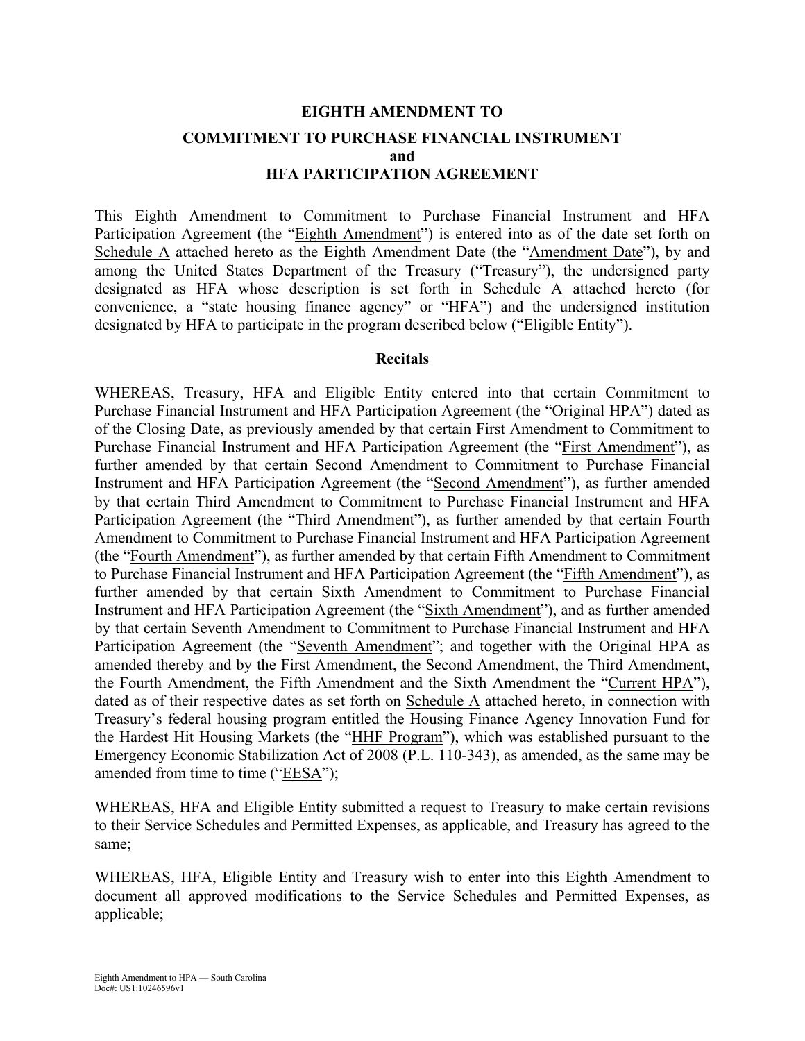# EIGHTH AMENDMENT TO

## COMMITMENT TO PURCHASE FINANCIAL INSTRUMENT
## and
## HFA PARTICIPATION AGREEMENT

This Eighth Amendment to Commitment to Purchase Financial Instrument and HFA Participation Agreement (the "Eighth Amendment") is entered into as of the date set forth on Schedule A attached hereto as the Eighth Amendment Date (the "Amendment Date"), by and among the United States Department of the Treasury ("Treasury"), the undersigned party designated as HFA whose description is set forth in Schedule A attached hereto (for convenience, a "state housing finance agency" or "HFA") and the undersigned institution designated by HFA to participate in the program described below ("Eligible Entity").

### Recitals

WHEREAS, Treasury, HFA and Eligible Entity entered into that certain Commitment to Purchase Financial Instrument and HFA Participation Agreement (the "Original HPA") dated as of the Closing Date, as previously amended by that certain First Amendment to Commitment to Purchase Financial Instrument and HFA Participation Agreement (the "First Amendment"), as further amended by that certain Second Amendment to Commitment to Purchase Financial Instrument and HFA Participation Agreement (the "Second Amendment"), as further amended by that certain Third Amendment to Commitment to Purchase Financial Instrument and HFA Participation Agreement (the "Third Amendment"), as further amended by that certain Fourth Amendment to Commitment to Purchase Financial Instrument and HFA Participation Agreement (the "Fourth Amendment"), as further amended by that certain Fifth Amendment to Commitment to Purchase Financial Instrument and HFA Participation Agreement (the "Fifth Amendment"), as further amended by that certain Sixth Amendment to Commitment to Purchase Financial Instrument and HFA Participation Agreement (the "Sixth Amendment"), and as further amended by that certain Seventh Amendment to Commitment to Purchase Financial Instrument and HFA Participation Agreement (the "Seventh Amendment"; and together with the Original HPA as amended thereby and by the First Amendment, the Second Amendment, the Third Amendment, the Fourth Amendment, the Fifth Amendment and the Sixth Amendment the "Current HPA"), dated as of their respective dates as set forth on Schedule A attached hereto, in connection with Treasury's federal housing program entitled the Housing Finance Agency Innovation Fund for the Hardest Hit Housing Markets (the "HHF Program"), which was established pursuant to the Emergency Economic Stabilization Act of 2008 (P.L. 110-343), as amended, as the same may be amended from time to time ("EESA");

WHEREAS, HFA and Eligible Entity submitted a request to Treasury to make certain revisions to their Service Schedules and Permitted Expenses, as applicable, and Treasury has agreed to the same;

WHEREAS, HFA, Eligible Entity and Treasury wish to enter into this Eighth Amendment to document all approved modifications to the Service Schedules and Permitted Expenses, as applicable;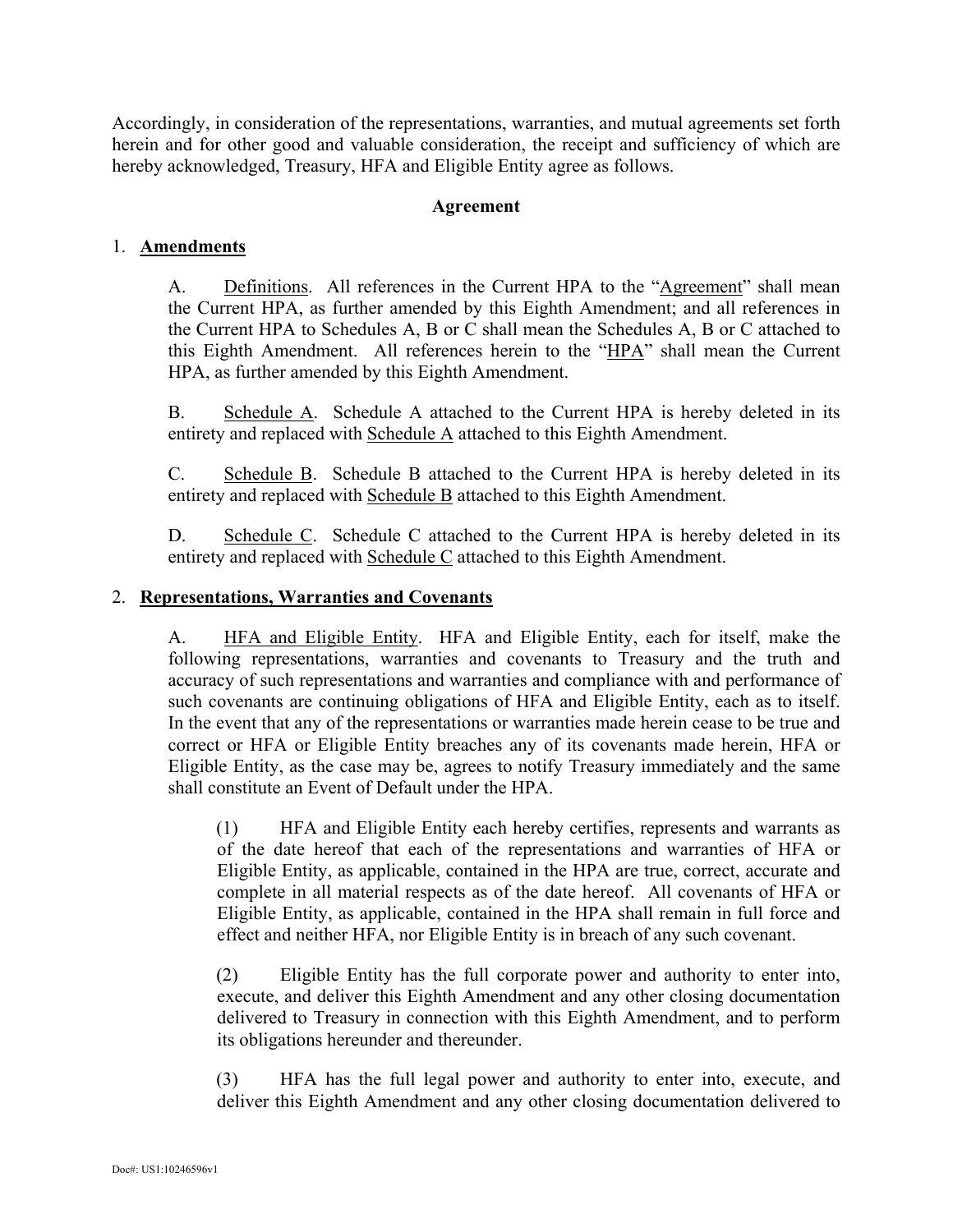Accordingly, in consideration of the representations, warranties, and mutual agreements set forth herein and for other good and valuable consideration, the receipt and sufficiency of which are hereby acknowledged, Treasury, HFA and Eligible Entity agree as follows.

**Agreement**

1. **Amendments**

   A. Definitions. All references in the Current HPA to the "Agreement" shall mean the Current HPA, as further amended by this Eighth Amendment; and all references in the Current HPA to Schedules A, B or C shall mean the Schedules A, B or C attached to this Eighth Amendment. All references herein to the "HPA" shall mean the Current HPA, as further amended by this Eighth Amendment.

   B. Schedule A. Schedule A attached to the Current HPA is hereby deleted in its entirety and replaced with Schedule A attached to this Eighth Amendment.

   C. Schedule B. Schedule B attached to the Current HPA is hereby deleted in its entirety and replaced with Schedule B attached to this Eighth Amendment.

   D. Schedule C. Schedule C attached to the Current HPA is hereby deleted in its entirety and replaced with Schedule C attached to this Eighth Amendment.

2. **Representations, Warranties and Covenants**

   A. HFA and Eligible Entity. HFA and Eligible Entity, each for itself, make the following representations, warranties and covenants to Treasury and the truth and accuracy of such representations and warranties and compliance with and performance of such covenants are continuing obligations of HFA and Eligible Entity, each as to itself. In the event that any of the representations or warranties made herein cease to be true and correct or HFA or Eligible Entity breaches any of its covenants made herein, HFA or Eligible Entity, as the case may be, agrees to notify Treasury immediately and the same shall constitute an Event of Default under the HPA.

      (1) HFA and Eligible Entity each hereby certifies, represents and warrants as of the date hereof that each of the representations and warranties of HFA or Eligible Entity, as applicable, contained in the HPA are true, correct, accurate and complete in all material respects as of the date hereof. All covenants of HFA or Eligible Entity, as applicable, contained in the HPA shall remain in full force and effect and neither HFA, nor Eligible Entity is in breach of any such covenant.

      (2) Eligible Entity has the full corporate power and authority to enter into, execute, and deliver this Eighth Amendment and any other closing documentation delivered to Treasury in connection with this Eighth Amendment, and to perform its obligations hereunder and thereunder.

      (3) HFA has the full legal power and authority to enter into, execute, and deliver this Eighth Amendment and any other closing documentation delivered to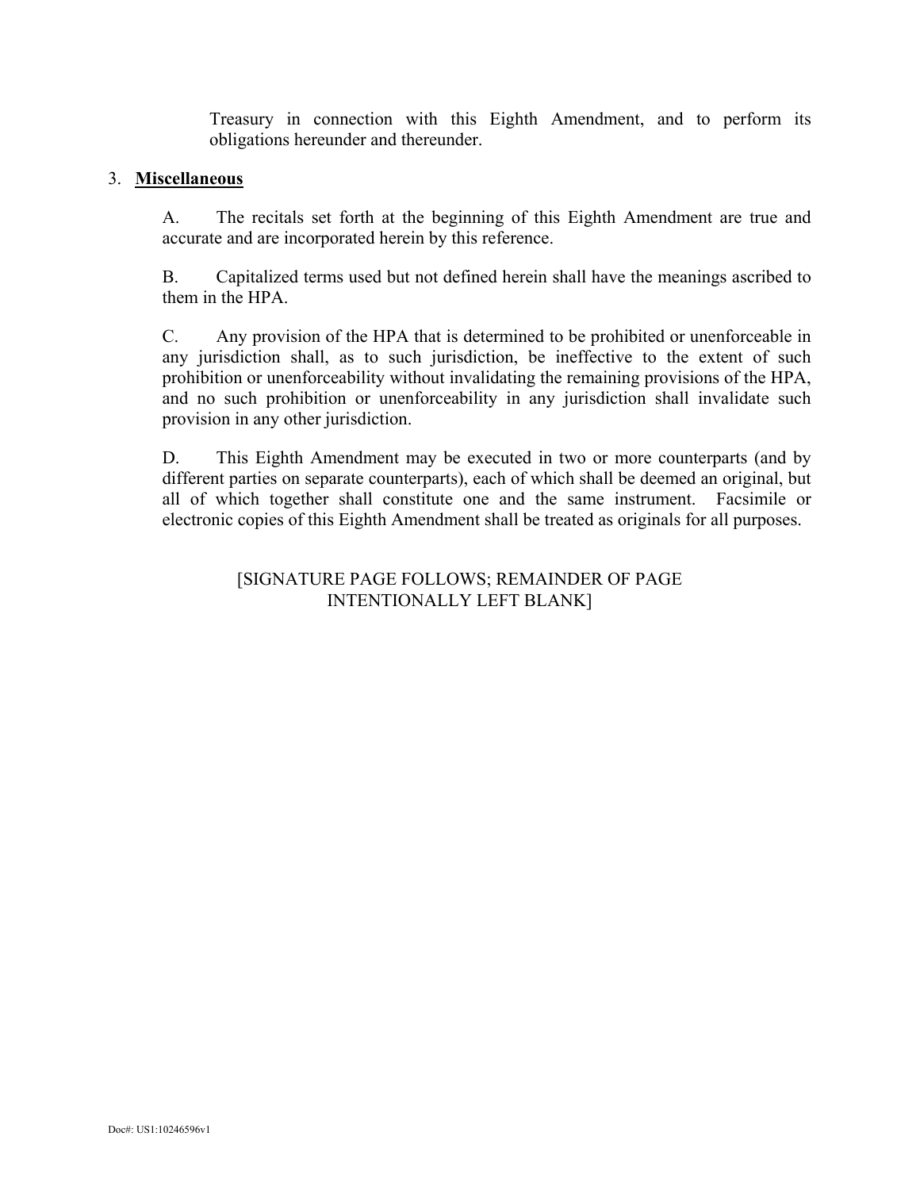Treasury in connection with this Eighth Amendment, and to perform its obligations hereunder and thereunder.

3. **Miscellaneous**

A. The recitals set forth at the beginning of this Eighth Amendment are true and accurate and are incorporated herein by this reference.

B. Capitalized terms used but not defined herein shall have the meanings ascribed to them in the HPA.

C. Any provision of the HPA that is determined to be prohibited or unenforceable in any jurisdiction shall, as to such jurisdiction, be ineffective to the extent of such prohibition or unenforceability without invalidating the remaining provisions of the HPA, and no such prohibition or unenforceability in any jurisdiction shall invalidate such provision in any other jurisdiction.

D. This Eighth Amendment may be executed in two or more counterparts (and by different parties on separate counterparts), each of which shall be deemed an original, but all of which together shall constitute one and the same instrument. Facsimile or electronic copies of this Eighth Amendment shall be treated as originals for all purposes.

[SIGNATURE PAGE FOLLOWS; REMAINDER OF PAGE INTENTIONALLY LEFT BLANK]

Doc#: US1:10246596v1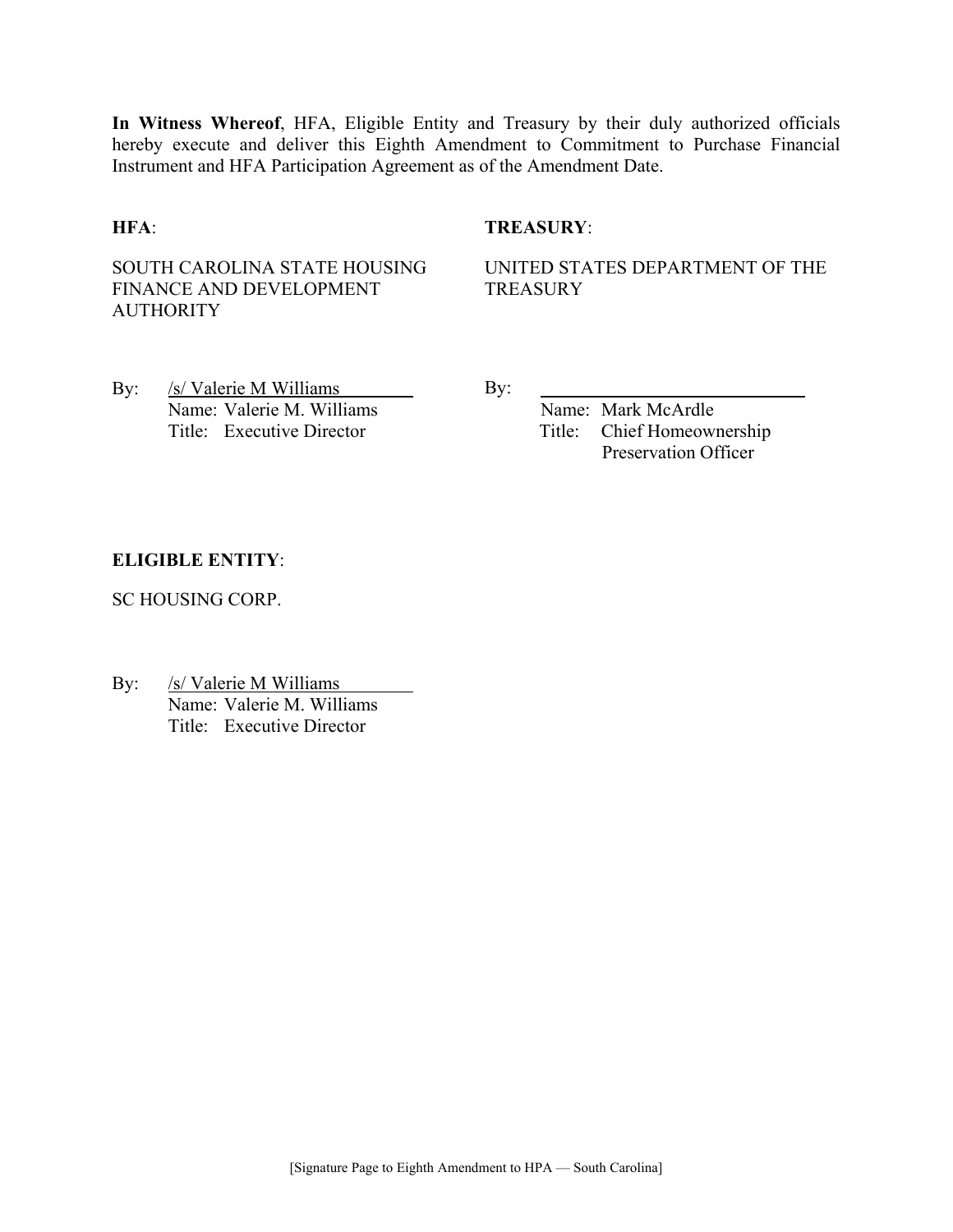**In Witness Whereof**, HFA, Eligible Entity and Treasury by their duly authorized officials hereby execute and deliver this Eighth Amendment to Commitment to Purchase Financial Instrument and HFA Participation Agreement as of the Amendment Date.

**HFA**:

SOUTH CAROLINA STATE HOUSING FINANCE AND DEVELOPMENT AUTHORITY

By: /s/ Valerie M Williams
Name: Valerie M. Williams
Title: Executive Director

**TREASURY**:

UNITED STATES DEPARTMENT OF THE TREASURY

By: ____________________________
Name: Mark McArdle
Title: Chief Homeownership Preservation Officer

**ELIGIBLE ENTITY**:

SC HOUSING CORP.

By: /s/ Valerie M Williams
Name: Valerie M. Williams
Title: Executive Director

[Signature Page to Eighth Amendment to HPA — South Carolina]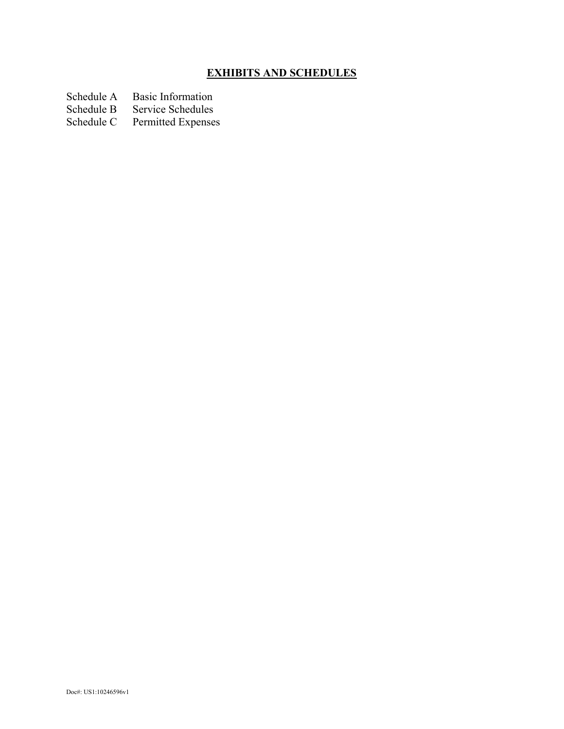## EXHIBITS AND SCHEDULES

| | |
|---|---|
| Schedule A | Basic Information |
| Schedule B | Service Schedules |
| Schedule C | Permitted Expenses |

Doc#: US1:10246596v1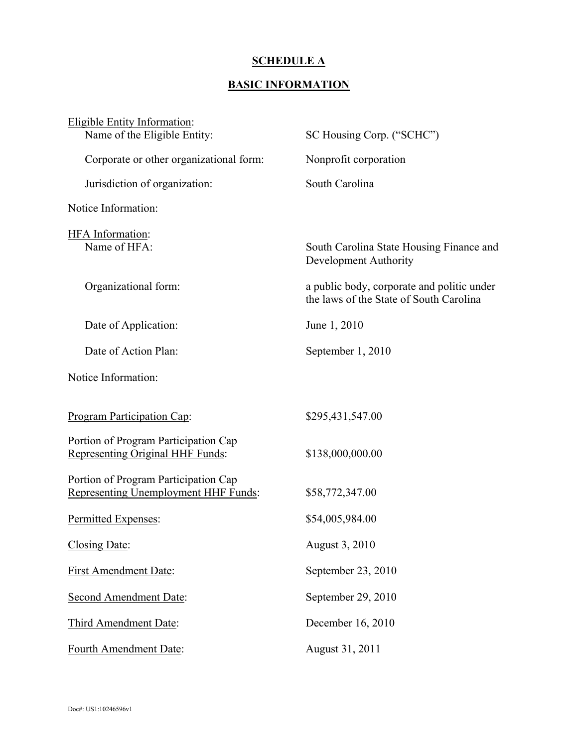# SCHEDULE A

## BASIC INFORMATION

| | |
|---|---|
| Eligible Entity Information: | |
| Name of the Eligible Entity: | SC Housing Corp. ("SCHC") |
| Corporate or other organizational form: | Nonprofit corporation |
| Jurisdiction of organization: | South Carolina |
| Notice Information: | |
| HFA Information: | |
| Name of HFA: | South Carolina State Housing Finance and Development Authority |
| Organizational form: | a public body, corporate and politic under the laws of the State of South Carolina |
| Date of Application: | June 1, 2010 |
| Date of Action Plan: | September 1, 2010 |
| Notice Information: | |
| Program Participation Cap: | $295,431,547.00 |
| Portion of Program Participation Cap Representing Original HHF Funds: | $138,000,000.00 |
| Portion of Program Participation Cap Representing Unemployment HHF Funds: | $58,772,347.00 |
| Permitted Expenses: | $54,005,984.00 |
| Closing Date: | August 3, 2010 |
| First Amendment Date: | September 23, 2010 |
| Second Amendment Date: | September 29, 2010 |
| Third Amendment Date: | December 16, 2010 |
| Fourth Amendment Date: | August 31, 2011 |

Doc#: US1:10246596v1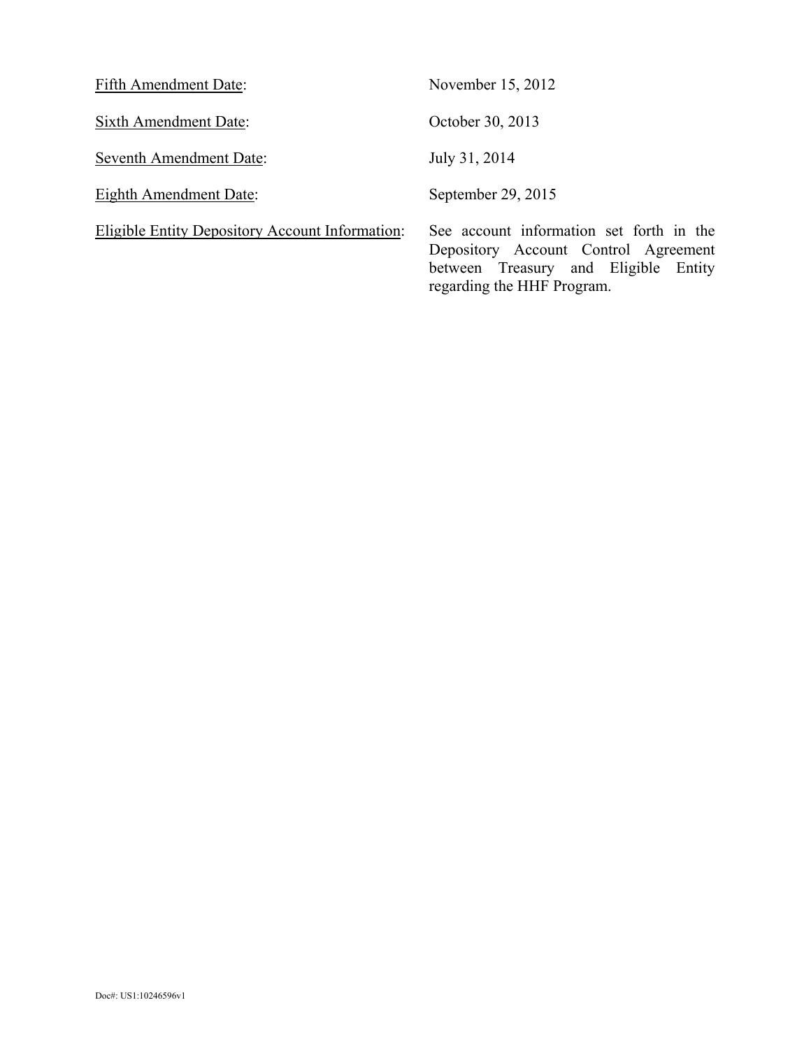| | |
|---|---|
| <u>Fifth Amendment Date</u>: | November 15, 2012 |
| <u>Sixth Amendment Date</u>: | October 30, 2013 |
| <u>Seventh Amendment Date</u>: | July 31, 2014 |
| <u>Eighth Amendment Date</u>: | September 29, 2015 |
| <u>Eligible Entity Depository Account Information</u>: | See account information set forth in the Depository Account Control Agreement between Treasury and Eligible Entity regarding the HHF Program. |

Doc#: US1:10246596v1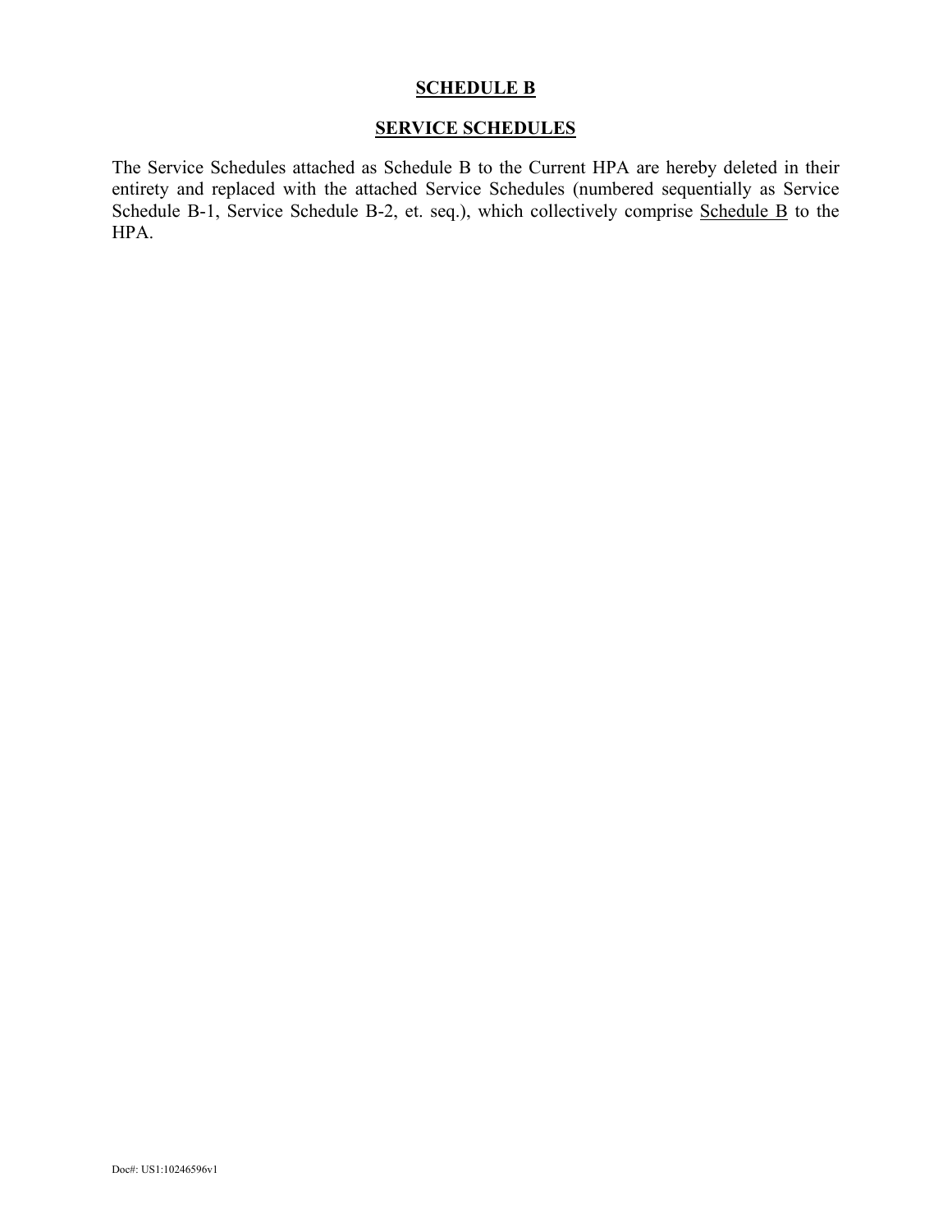# SCHEDULE B

## SERVICE SCHEDULES

The Service Schedules attached as Schedule B to the Current HPA are hereby deleted in their entirety and replaced with the attached Service Schedules (numbered sequentially as Service Schedule B-1, Service Schedule B-2, et. seq.), which collectively comprise Schedule B to the HPA.

Doc#: US1:10246596v1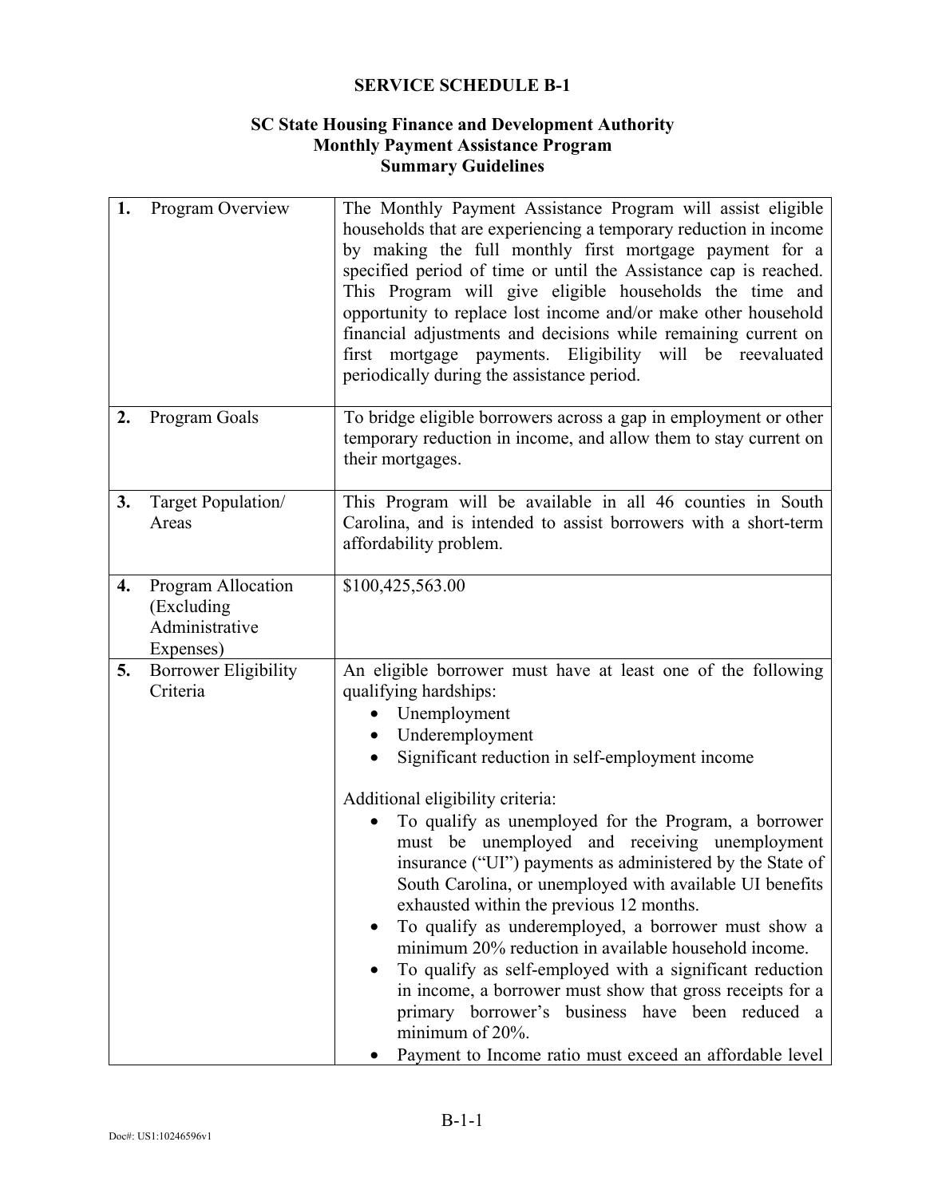**SERVICE SCHEDULE B-1**

**SC State Housing Finance and Development Authority**
**Monthly Payment Assistance Program**
**Summary Guidelines**

| | |
|---|---|
| **1.** Program Overview | The Monthly Payment Assistance Program will assist eligible households that are experiencing a temporary reduction in income by making the full monthly first mortgage payment for a specified period of time or until the Assistance cap is reached. This Program will give eligible households the time and opportunity to replace lost income and/or make other household financial adjustments and decisions while remaining current on first mortgage payments. Eligibility will be reevaluated periodically during the assistance period. |
| **2.** Program Goals | To bridge eligible borrowers across a gap in employment or other temporary reduction in income, and allow them to stay current on their mortgages. |
| **3.** Target Population/ Areas | This Program will be available in all 46 counties in South Carolina, and is intended to assist borrowers with a short-term affordability problem. |
| **4.** Program Allocation (Excluding Administrative Expenses) | $100,425,563.00 |
| **5.** Borrower Eligibility Criteria | An eligible borrower must have at least one of the following qualifying hardships:<br>• Unemployment<br>• Underemployment<br>• Significant reduction in self-employment income<br><br>Additional eligibility criteria:<br>• To qualify as unemployed for the Program, a borrower must be unemployed and receiving unemployment insurance ("UI") payments as administered by the State of South Carolina, or unemployed with available UI benefits exhausted within the previous 12 months.<br>• To qualify as underemployed, a borrower must show a minimum 20% reduction in available household income.<br>• To qualify as self-employed with a significant reduction in income, a borrower must show that gross receipts for a primary borrower's business have been reduced a minimum of 20%.<br>• Payment to Income ratio must exceed an affordable level |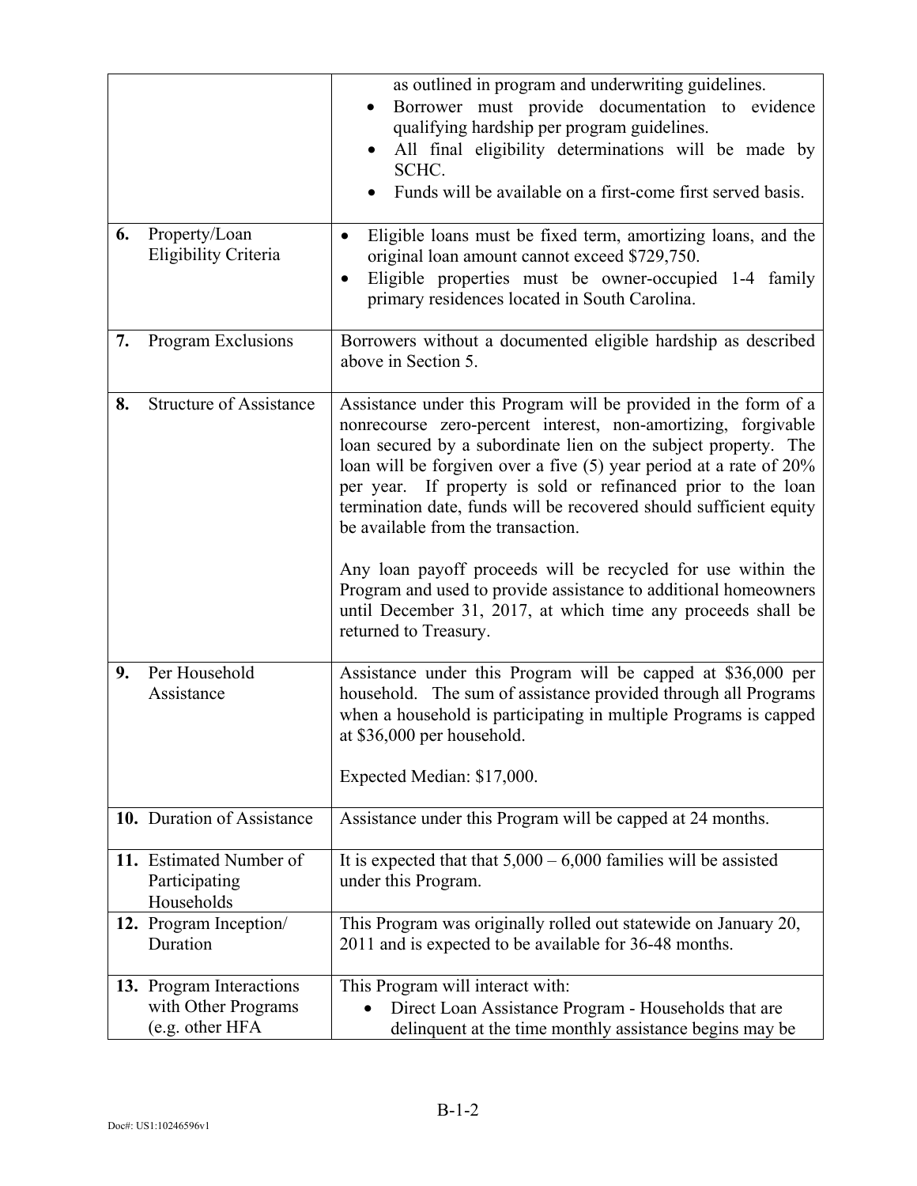| | |
|---|---|
| | as outlined in program and underwriting guidelines.<br>• Borrower must provide documentation to evidence qualifying hardship per program guidelines.<br>• All final eligibility determinations will be made by SCHC.<br>• Funds will be available on a first-come first served basis. |
| **6.** Property/Loan Eligibility Criteria | • Eligible loans must be fixed term, amortizing loans, and the original loan amount cannot exceed $729,750.<br>• Eligible properties must be owner-occupied 1-4 family primary residences located in South Carolina. |
| **7.** Program Exclusions | Borrowers without a documented eligible hardship as described above in Section 5. |
| **8.** Structure of Assistance | Assistance under this Program will be provided in the form of a nonrecourse zero-percent interest, non-amortizing, forgivable loan secured by a subordinate lien on the subject property. The loan will be forgiven over a five (5) year period at a rate of 20% per year. If property is sold or refinanced prior to the loan termination date, funds will be recovered should sufficient equity be available from the transaction.<br><br>Any loan payoff proceeds will be recycled for use within the Program and used to provide assistance to additional homeowners until December 31, 2017, at which time any proceeds shall be returned to Treasury. |
| **9.** Per Household Assistance | Assistance under this Program will be capped at $36,000 per household. The sum of assistance provided through all Programs when a household is participating in multiple Programs is capped at $36,000 per household.<br><br>Expected Median: $17,000. |
| **10.** Duration of Assistance | Assistance under this Program will be capped at 24 months. |
| **11.** Estimated Number of Participating Households | It is expected that that 5,000 – 6,000 families will be assisted under this Program. |
| **12.** Program Inception/ Duration | This Program was originally rolled out statewide on January 20, 2011 and is expected to be available for 36-48 months. |
| **13.** Program Interactions with Other Programs (e.g. other HFA | This Program will interact with:<br>• Direct Loan Assistance Program - Households that are delinquent at the time monthly assistance begins may be |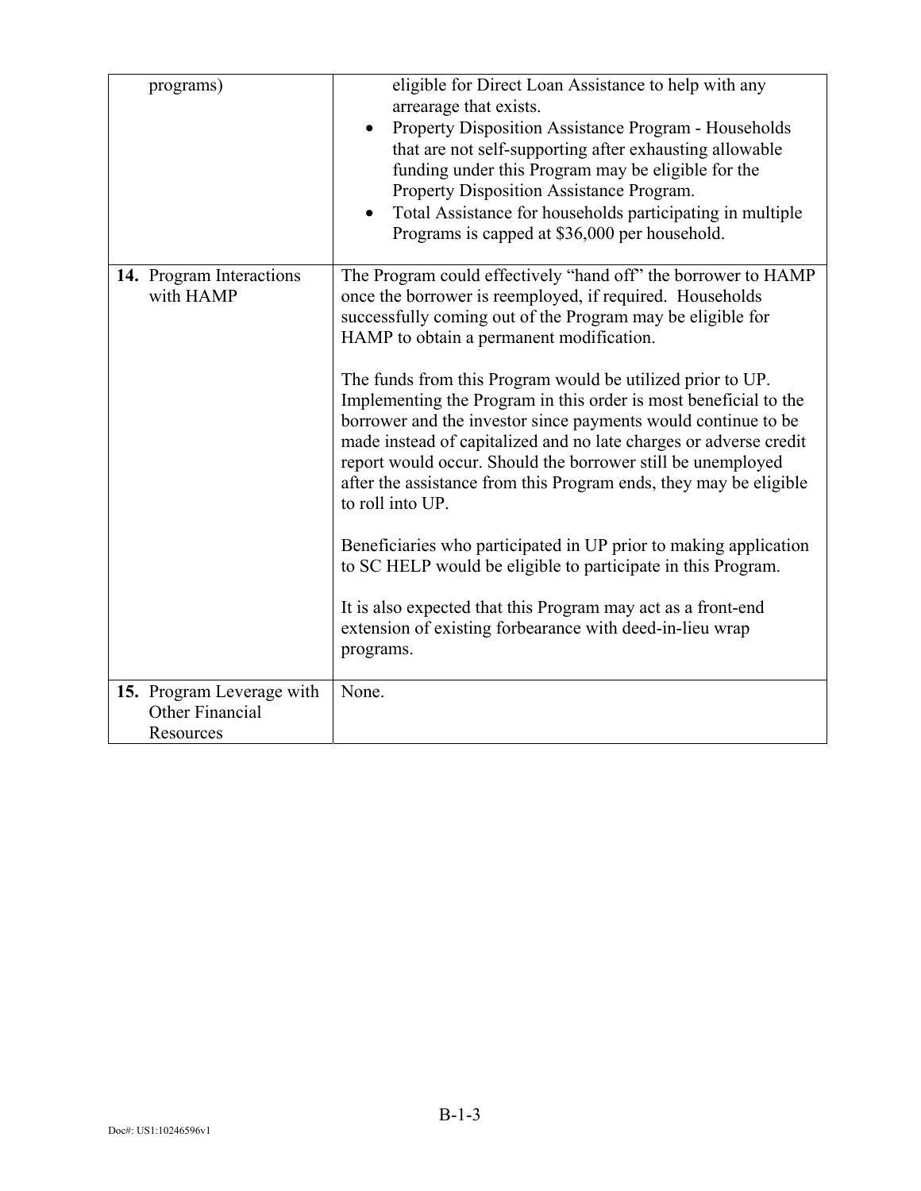| | |
|---|---|
| programs) | eligible for Direct Loan Assistance to help with any arrearage that exists.<br>• Property Disposition Assistance Program - Households that are not self-supporting after exhausting allowable funding under this Program may be eligible for the Property Disposition Assistance Program.<br>• Total Assistance for households participating in multiple Programs is capped at $36,000 per household. |
| **14.** Program Interactions with HAMP | The Program could effectively "hand off" the borrower to HAMP once the borrower is reemployed, if required. Households successfully coming out of the Program may be eligible for HAMP to obtain a permanent modification.<br><br>The funds from this Program would be utilized prior to UP. Implementing the Program in this order is most beneficial to the borrower and the investor since payments would continue to be made instead of capitalized and no late charges or adverse credit report would occur. Should the borrower still be unemployed after the assistance from this Program ends, they may be eligible to roll into UP.<br><br>Beneficiaries who participated in UP prior to making application to SC HELP would be eligible to participate in this Program.<br><br>It is also expected that this Program may act as a front-end extension of existing forbearance with deed-in-lieu wrap programs. |
| **15.** Program Leverage with Other Financial Resources | None. |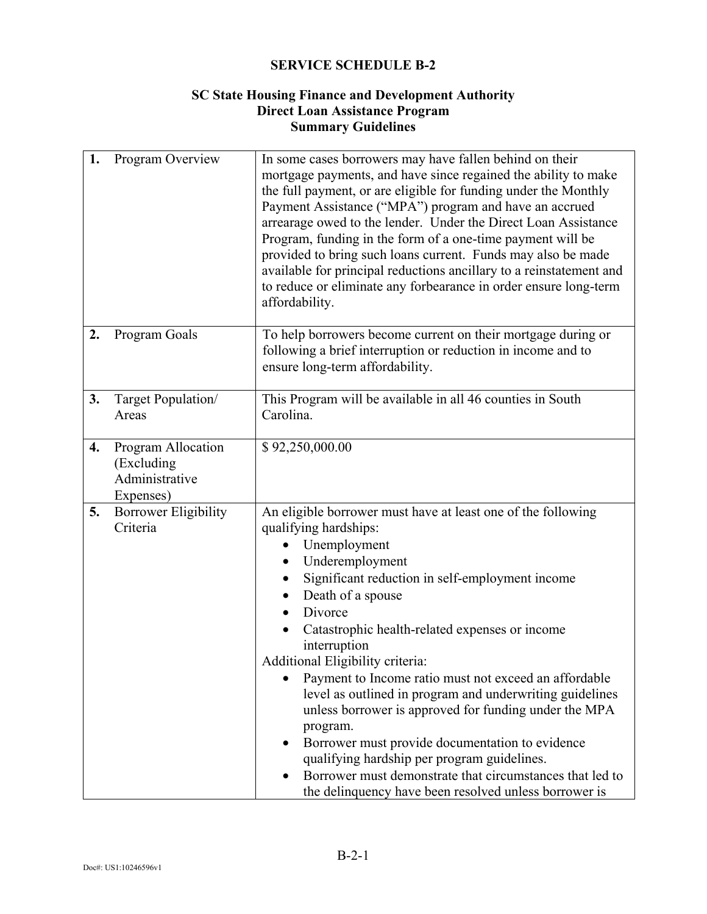**SERVICE SCHEDULE B-2**

**SC State Housing Finance and Development Authority**
**Direct Loan Assistance Program**
**Summary Guidelines**

| | | |
|---|---|---|
| **1.** | Program Overview | In some cases borrowers may have fallen behind on their mortgage payments, and have since regained the ability to make the full payment, or are eligible for funding under the Monthly Payment Assistance ("MPA") program and have an accrued arrearage owed to the lender. Under the Direct Loan Assistance Program, funding in the form of a one-time payment will be provided to bring such loans current. Funds may also be made available for principal reductions ancillary to a reinstatement and to reduce or eliminate any forbearance in order ensure long-term affordability. |
| **2.** | Program Goals | To help borrowers become current on their mortgage during or following a brief interruption or reduction in income and to ensure long-term affordability. |
| **3.** | Target Population/ Areas | This Program will be available in all 46 counties in South Carolina. |
| **4.** | Program Allocation (Excluding Administrative Expenses) | $ 92,250,000.00 |
| **5.** | Borrower Eligibility Criteria | An eligible borrower must have at least one of the following qualifying hardships:<br>• Unemployment<br>• Underemployment<br>• Significant reduction in self-employment income<br>• Death of a spouse<br>• Divorce<br>• Catastrophic health-related expenses or income interruption<br>Additional Eligibility criteria:<br>• Payment to Income ratio must not exceed an affordable level as outlined in program and underwriting guidelines unless borrower is approved for funding under the MPA program.<br>• Borrower must provide documentation to evidence qualifying hardship per program guidelines.<br>• Borrower must demonstrate that circumstances that led to the delinquency have been resolved unless borrower is |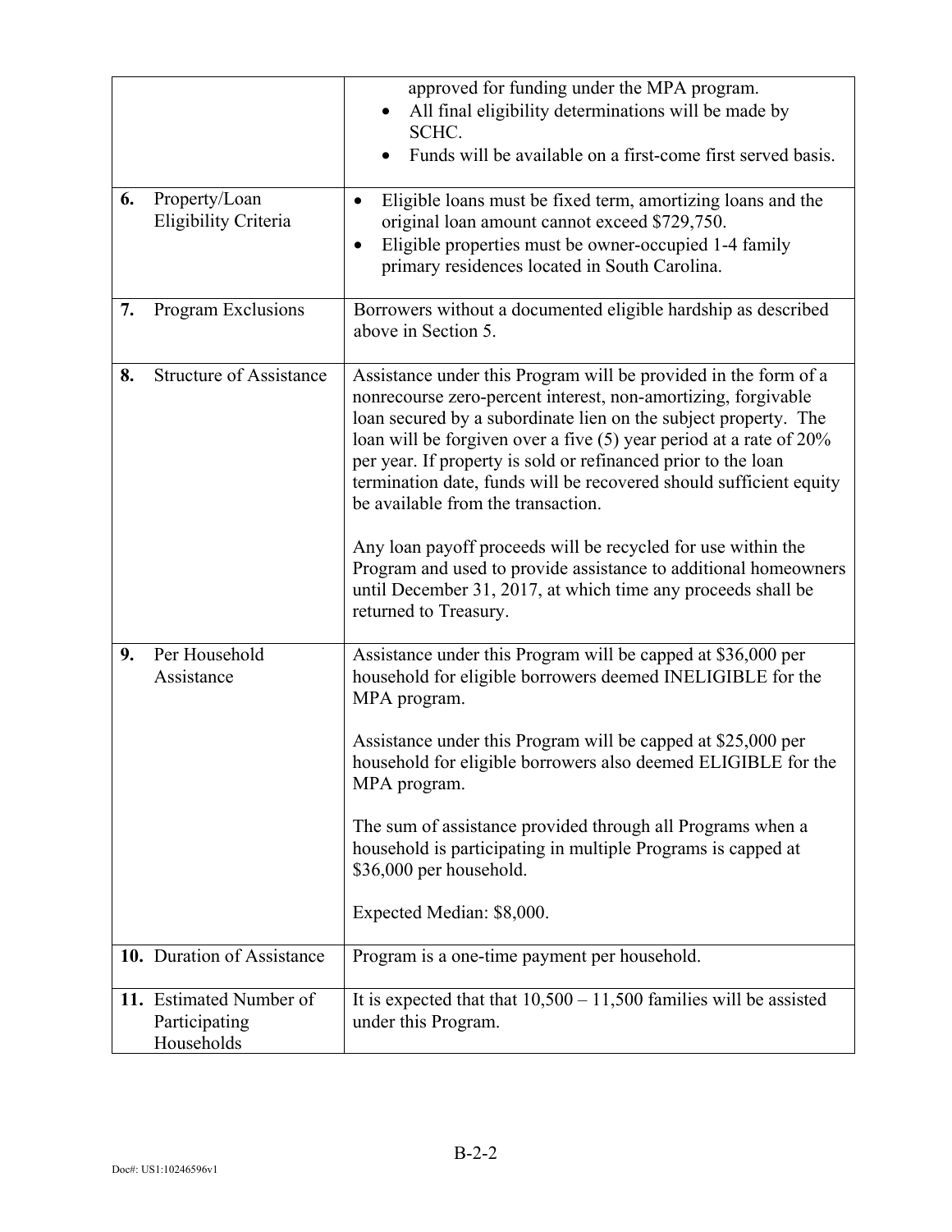| | |
|---|---|
| | approved for funding under the MPA program.<br>• All final eligibility determinations will be made by SCHC.<br>• Funds will be available on a first-come first served basis. |
| **6.** Property/Loan Eligibility Criteria | • Eligible loans must be fixed term, amortizing loans and the original loan amount cannot exceed $729,750.<br>• Eligible properties must be owner-occupied 1-4 family primary residences located in South Carolina. |
| **7.** Program Exclusions | Borrowers without a documented eligible hardship as described above in Section 5. |
| **8.** Structure of Assistance | Assistance under this Program will be provided in the form of a nonrecourse zero-percent interest, non-amortizing, forgivable loan secured by a subordinate lien on the subject property. The loan will be forgiven over a five (5) year period at a rate of 20% per year. If property is sold or refinanced prior to the loan termination date, funds will be recovered should sufficient equity be available from the transaction.<br><br>Any loan payoff proceeds will be recycled for use within the Program and used to provide assistance to additional homeowners until December 31, 2017, at which time any proceeds shall be returned to Treasury. |
| **9.** Per Household Assistance | Assistance under this Program will be capped at $36,000 per household for eligible borrowers deemed INELIGIBLE for the MPA program.<br><br>Assistance under this Program will be capped at $25,000 per household for eligible borrowers also deemed ELIGIBLE for the MPA program.<br><br>The sum of assistance provided through all Programs when a household is participating in multiple Programs is capped at $36,000 per household.<br><br>Expected Median: $8,000. |
| **10.** Duration of Assistance | Program is a one-time payment per household. |
| **11.** Estimated Number of Participating Households | It is expected that that 10,500 – 11,500 families will be assisted under this Program. |

B-2-2

Doc#: US1:10246596v1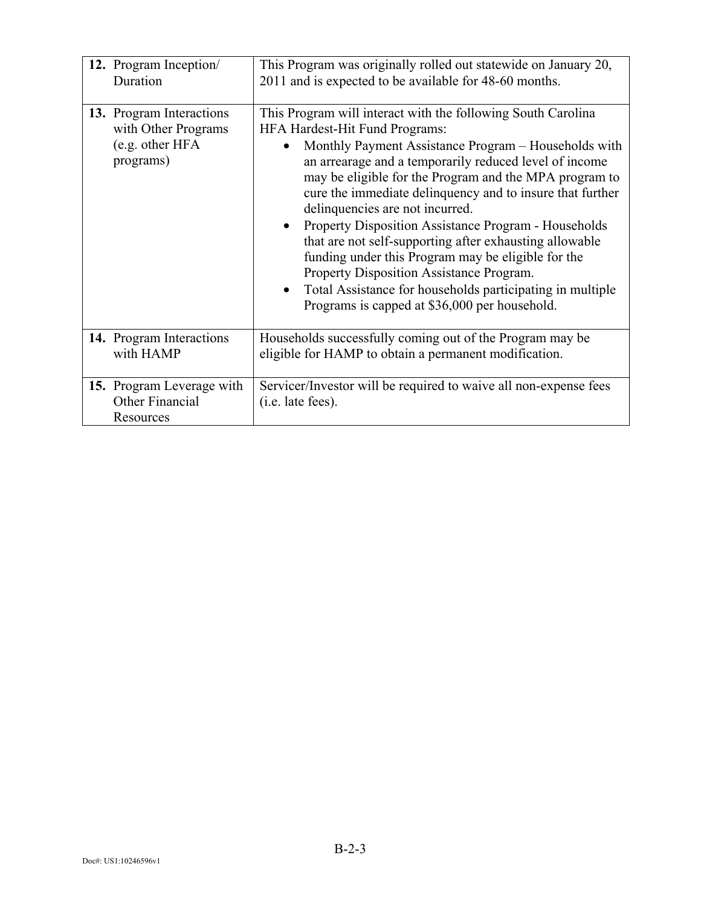| | |
|---|---|
| **12.** Program Inception/ Duration | This Program was originally rolled out statewide on January 20, 2011 and is expected to be available for 48-60 months. |
| **13.** Program Interactions with Other Programs (e.g. other HFA programs) | This Program will interact with the following South Carolina HFA Hardest-Hit Fund Programs:<br>• Monthly Payment Assistance Program – Households with an arrearage and a temporarily reduced level of income may be eligible for the Program and the MPA program to cure the immediate delinquency and to insure that further delinquencies are not incurred.<br>• Property Disposition Assistance Program - Households that are not self-supporting after exhausting allowable funding under this Program may be eligible for the Property Disposition Assistance Program.<br>• Total Assistance for households participating in multiple Programs is capped at $36,000 per household. |
| **14.** Program Interactions with HAMP | Households successfully coming out of the Program may be eligible for HAMP to obtain a permanent modification. |
| **15.** Program Leverage with Other Financial Resources | Servicer/Investor will be required to waive all non-expense fees (i.e. late fees). |

Doc#: US1:10246596v1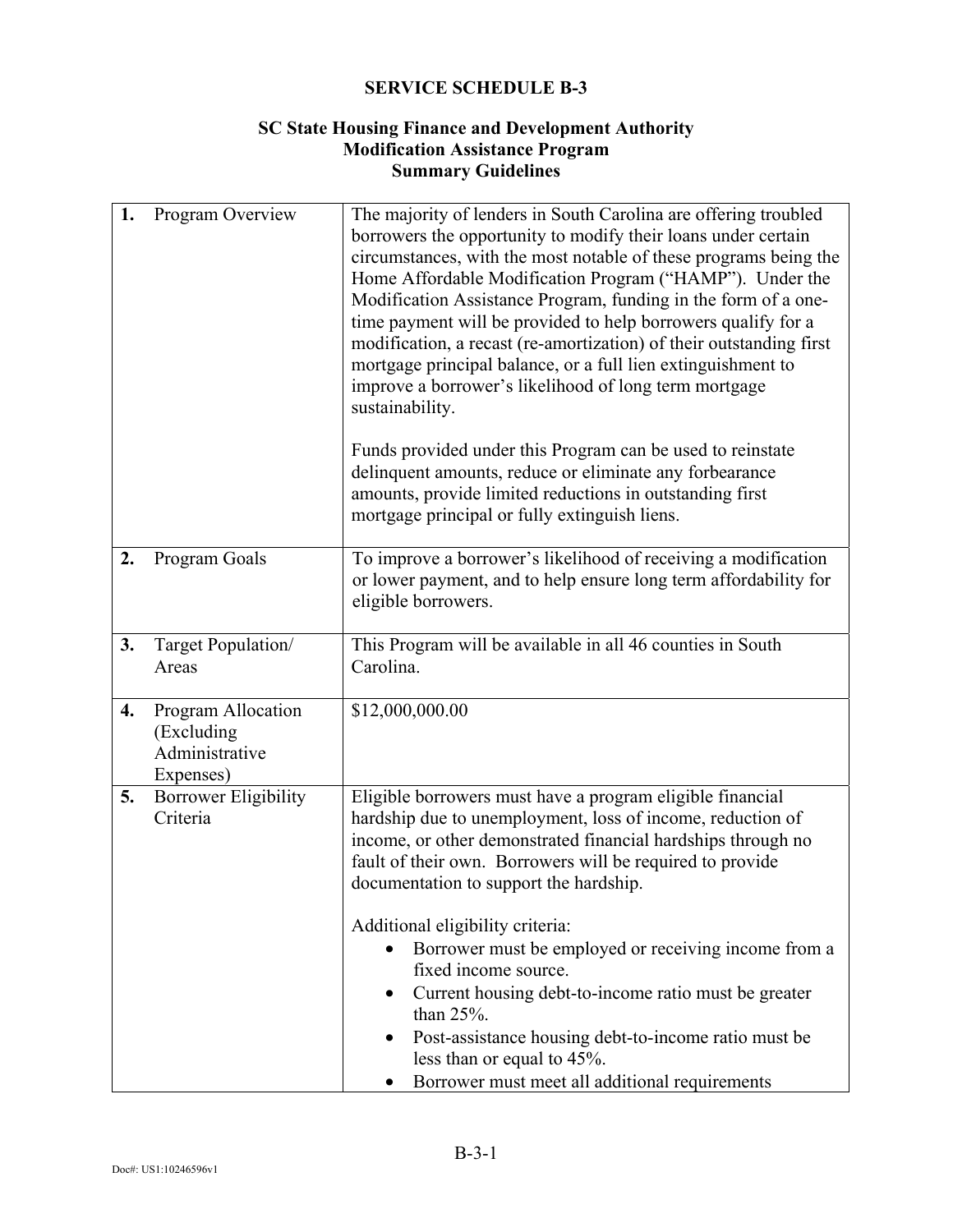**SERVICE SCHEDULE B-3**

**SC State Housing Finance and Development Authority**
**Modification Assistance Program**
**Summary Guidelines**

| | |
|---|---|
| **1.** Program Overview | The majority of lenders in South Carolina are offering troubled borrowers the opportunity to modify their loans under certain circumstances, with the most notable of these programs being the Home Affordable Modification Program ("HAMP"). Under the Modification Assistance Program, funding in the form of a one-time payment will be provided to help borrowers qualify for a modification, a recast (re-amortization) of their outstanding first mortgage principal balance, or a full lien extinguishment to improve a borrower's likelihood of long term mortgage sustainability.<br><br>Funds provided under this Program can be used to reinstate delinquent amounts, reduce or eliminate any forbearance amounts, provide limited reductions in outstanding first mortgage principal or fully extinguish liens. |
| **2.** Program Goals | To improve a borrower's likelihood of receiving a modification or lower payment, and to help ensure long term affordability for eligible borrowers. |
| **3.** Target Population/ Areas | This Program will be available in all 46 counties in South Carolina. |
| **4.** Program Allocation (Excluding Administrative Expenses) | \$12,000,000.00 |
| **5.** Borrower Eligibility Criteria | Eligible borrowers must have a program eligible financial hardship due to unemployment, loss of income, reduction of income, or other demonstrated financial hardships through no fault of their own. Borrowers will be required to provide documentation to support the hardship.<br><br>Additional eligibility criteria:<br>• Borrower must be employed or receiving income from a fixed income source.<br>• Current housing debt-to-income ratio must be greater than 25%.<br>• Post-assistance housing debt-to-income ratio must be less than or equal to 45%.<br>• Borrower must meet all additional requirements |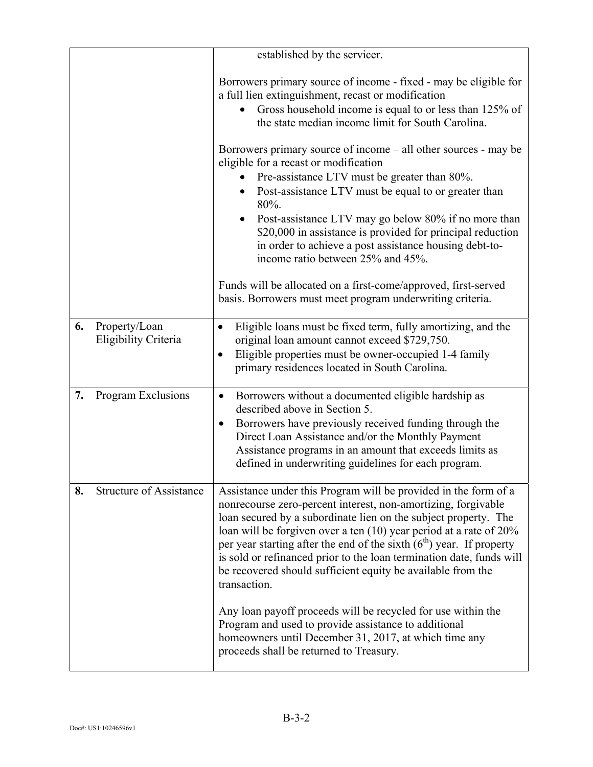| | |
|---|---|
| | established by the servicer.<br><br>Borrowers primary source of income - fixed - may be eligible for a full lien extinguishment, recast or modification<br>• Gross household income is equal to or less than 125% of the state median income limit for South Carolina.<br><br>Borrowers primary source of income – all other sources - may be eligible for a recast or modification<br>• Pre-assistance LTV must be greater than 80%.<br>• Post-assistance LTV must be equal to or greater than 80%.<br>• Post-assistance LTV may go below 80% if no more than \$20,000 in assistance is provided for principal reduction in order to achieve a post assistance housing debt-to-income ratio between 25% and 45%.<br><br>Funds will be allocated on a first-come/approved, first-served basis. Borrowers must meet program underwriting criteria. |
| **6.** Property/Loan Eligibility Criteria | • Eligible loans must be fixed term, fully amortizing, and the original loan amount cannot exceed \$729,750.<br>• Eligible properties must be owner-occupied 1-4 family primary residences located in South Carolina. |
| **7.** Program Exclusions | • Borrowers without a documented eligible hardship as described above in Section 5.<br>• Borrowers have previously received funding through the Direct Loan Assistance and/or the Monthly Payment Assistance programs in an amount that exceeds limits as defined in underwriting guidelines for each program. |
| **8.** Structure of Assistance | Assistance under this Program will be provided in the form of a nonrecourse zero-percent interest, non-amortizing, forgivable loan secured by a subordinate lien on the subject property. The loan will be forgiven over a ten (10) year period at a rate of 20% per year starting after the end of the sixth (6th) year. If property is sold or refinanced prior to the loan termination date, funds will be recovered should sufficient equity be available from the transaction.<br><br>Any loan payoff proceeds will be recycled for use within the Program and used to provide assistance to additional homeowners until December 31, 2017, at which time any proceeds shall be returned to Treasury. |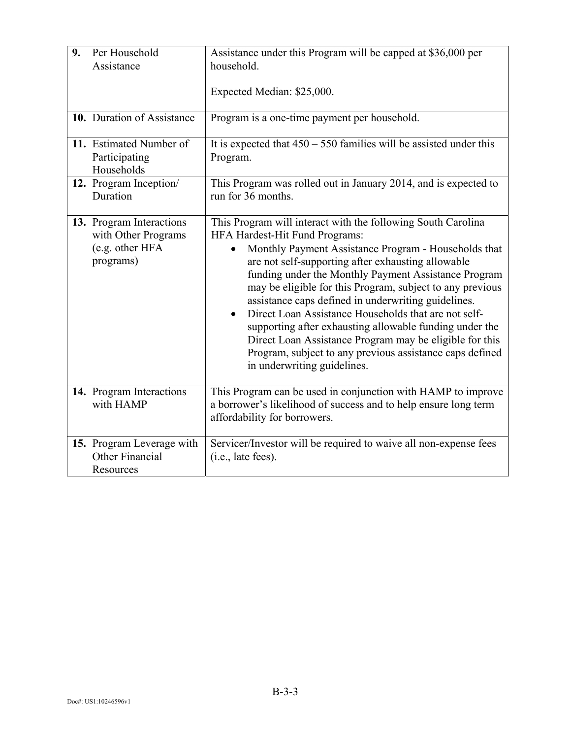| | |
|---|---|
| **9.** Per Household Assistance | Assistance under this Program will be capped at $36,000 per household.<br><br>Expected Median: $25,000. |
| **10.** Duration of Assistance | Program is a one-time payment per household. |
| **11.** Estimated Number of Participating Households | It is expected that 450 – 550 families will be assisted under this Program. |
| **12.** Program Inception/ Duration | This Program was rolled out in January 2014, and is expected to run for 36 months. |
| **13.** Program Interactions with Other Programs (e.g. other HFA programs) | This Program will interact with the following South Carolina HFA Hardest-Hit Fund Programs:<br>• Monthly Payment Assistance Program - Households that are not self-supporting after exhausting allowable funding under the Monthly Payment Assistance Program may be eligible for this Program, subject to any previous assistance caps defined in underwriting guidelines.<br>• Direct Loan Assistance Households that are not self-supporting after exhausting allowable funding under the Direct Loan Assistance Program may be eligible for this Program, subject to any previous assistance caps defined in underwriting guidelines. |
| **14.** Program Interactions with HAMP | This Program can be used in conjunction with HAMP to improve a borrower's likelihood of success and to help ensure long term affordability for borrowers. |
| **15.** Program Leverage with Other Financial Resources | Servicer/Investor will be required to waive all non-expense fees (i.e., late fees). |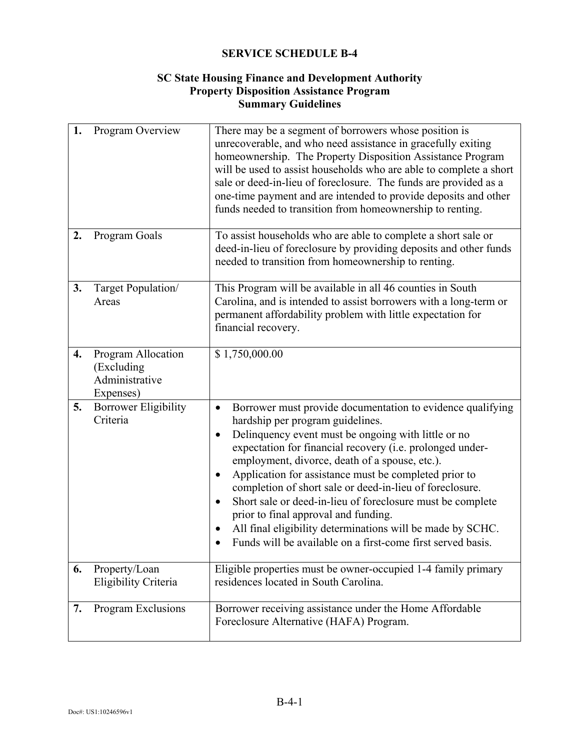# SERVICE SCHEDULE B-4

## SC State Housing Finance and Development Authority
## Property Disposition Assistance Program
## Summary Guidelines

| | | |
|---|---|---|
| **1.** | Program Overview | There may be a segment of borrowers whose position is unrecoverable, and who need assistance in gracefully exiting homeownership. The Property Disposition Assistance Program will be used to assist households who are able to complete a short sale or deed-in-lieu of foreclosure. The funds are provided as a one-time payment and are intended to provide deposits and other funds needed to transition from homeownership to renting. |
| **2.** | Program Goals | To assist households who are able to complete a short sale or deed-in-lieu of foreclosure by providing deposits and other funds needed to transition from homeownership to renting. |
| **3.** | Target Population/ Areas | This Program will be available in all 46 counties in South Carolina, and is intended to assist borrowers with a long-term or permanent affordability problem with little expectation for financial recovery. |
| **4.** | Program Allocation (Excluding Administrative Expenses) | $ 1,750,000.00 |
| **5.** | Borrower Eligibility Criteria | • Borrower must provide documentation to evidence qualifying hardship per program guidelines.<br>• Delinquency event must be ongoing with little or no expectation for financial recovery (i.e. prolonged under-employment, divorce, death of a spouse, etc.).<br>• Application for assistance must be completed prior to completion of short sale or deed-in-lieu of foreclosure.<br>• Short sale or deed-in-lieu of foreclosure must be complete prior to final approval and funding.<br>• All final eligibility determinations will be made by SCHC.<br>• Funds will be available on a first-come first served basis. |
| **6.** | Property/Loan Eligibility Criteria | Eligible properties must be owner-occupied 1-4 family primary residences located in South Carolina. |
| **7.** | Program Exclusions | Borrower receiving assistance under the Home Affordable Foreclosure Alternative (HAFA) Program. |

B-4-1

Doc#: US1:10246596v1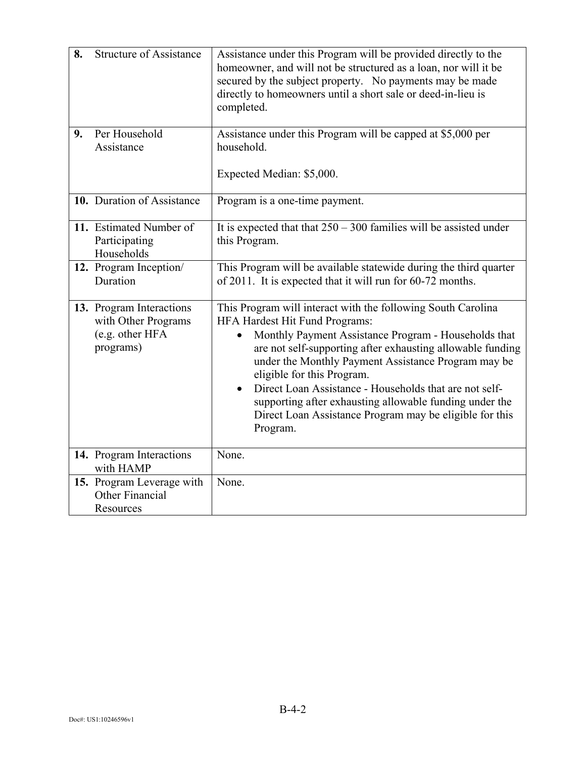| | | |
|---|---|---|
| **8.** | Structure of Assistance | Assistance under this Program will be provided directly to the homeowner, and will not be structured as a loan, nor will it be secured by the subject property. No payments may be made directly to homeowners until a short sale or deed-in-lieu is completed. |
| **9.** | Per Household Assistance | Assistance under this Program will be capped at $5,000 per household.<br><br>Expected Median: $5,000. |
| **10.** | Duration of Assistance | Program is a one-time payment. |
| **11.** | Estimated Number of Participating Households | It is expected that that 250 – 300 families will be assisted under this Program. |
| **12.** | Program Inception/ Duration | This Program will be available statewide during the third quarter of 2011. It is expected that it will run for 60-72 months. |
| **13.** | Program Interactions with Other Programs (e.g. other HFA programs) | This Program will interact with the following South Carolina HFA Hardest Hit Fund Programs:<br>• Monthly Payment Assistance Program - Households that are not self-supporting after exhausting allowable funding under the Monthly Payment Assistance Program may be eligible for this Program.<br>• Direct Loan Assistance - Households that are not self-supporting after exhausting allowable funding under the Direct Loan Assistance Program may be eligible for this Program. |
| **14.** | Program Interactions with HAMP | None. |
| **15.** | Program Leverage with Other Financial Resources | None. |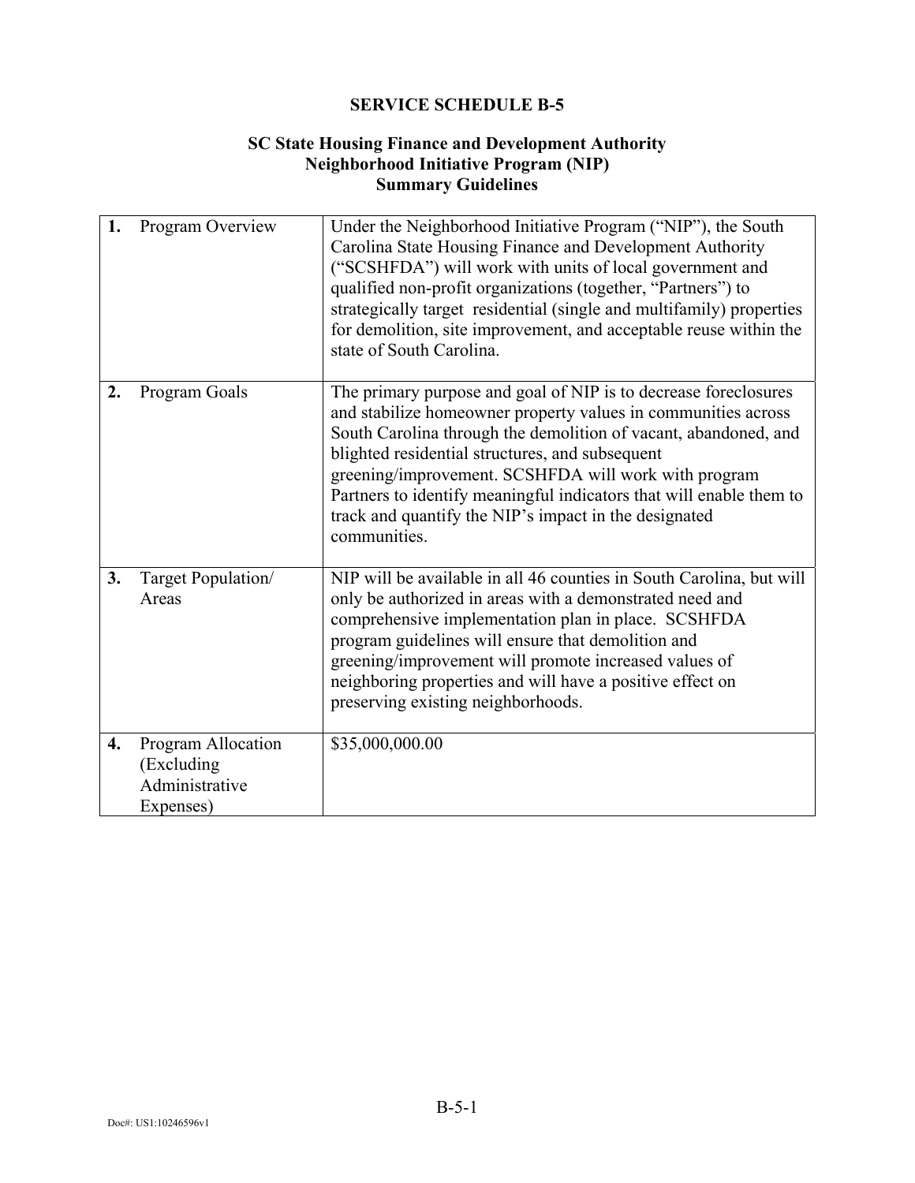# SERVICE SCHEDULE B-5

## SC State Housing Finance and Development Authority
## Neighborhood Initiative Program (NIP)
## Summary Guidelines

| | | |
|---|---|---|
| **1.** | Program Overview | Under the Neighborhood Initiative Program ("NIP"), the South Carolina State Housing Finance and Development Authority ("SCSHFDA") will work with units of local government and qualified non-profit organizations (together, "Partners") to strategically target residential (single and multifamily) properties for demolition, site improvement, and acceptable reuse within the state of South Carolina. |
| **2.** | Program Goals | The primary purpose and goal of NIP is to decrease foreclosures and stabilize homeowner property values in communities across South Carolina through the demolition of vacant, abandoned, and blighted residential structures, and subsequent greening/improvement. SCSHFDA will work with program Partners to identify meaningful indicators that will enable them to track and quantify the NIP's impact in the designated communities. |
| **3.** | Target Population/ Areas | NIP will be available in all 46 counties in South Carolina, but will only be authorized in areas with a demonstrated need and comprehensive implementation plan in place. SCSHFDA program guidelines will ensure that demolition and greening/improvement will promote increased values of neighboring properties and will have a positive effect on preserving existing neighborhoods. |
| **4.** | Program Allocation (Excluding Administrative Expenses) | $35,000,000.00 |

Doc#: US1:10246596v1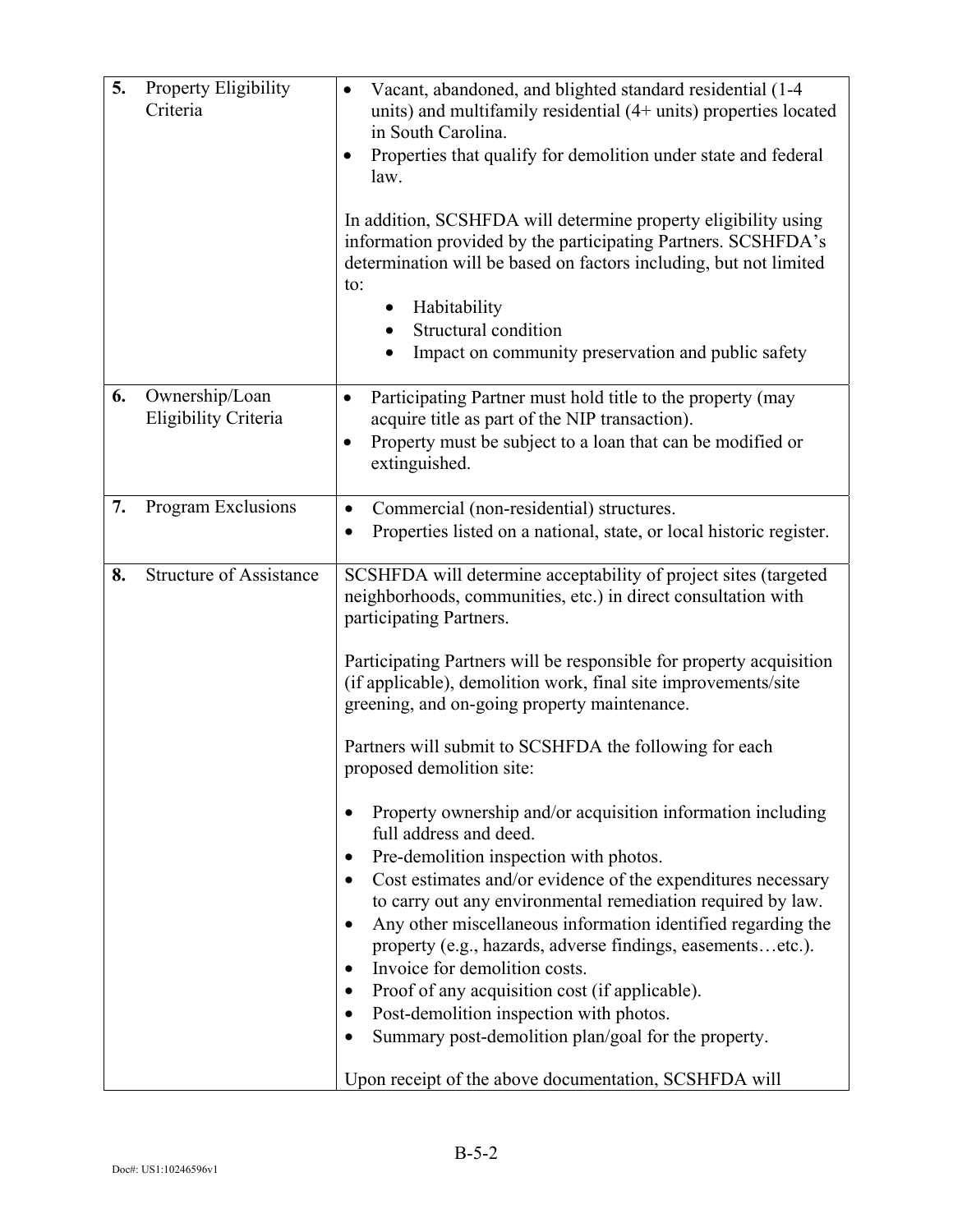| | | |
|---|---|---|
| **5.** | Property Eligibility Criteria | • Vacant, abandoned, and blighted standard residential (1-4 units) and multifamily residential (4+ units) properties located in South Carolina.<br>• Properties that qualify for demolition under state and federal law.<br><br>In addition, SCSHFDA will determine property eligibility using information provided by the participating Partners. SCSHFDA's determination will be based on factors including, but not limited to:<br>  ◦ Habitability<br>  ◦ Structural condition<br>  ◦ Impact on community preservation and public safety |
| **6.** | Ownership/Loan Eligibility Criteria | • Participating Partner must hold title to the property (may acquire title as part of the NIP transaction).<br>• Property must be subject to a loan that can be modified or extinguished. |
| **7.** | Program Exclusions | • Commercial (non-residential) structures.<br>• Properties listed on a national, state, or local historic register. |
| **8.** | Structure of Assistance | SCSHFDA will determine acceptability of project sites (targeted neighborhoods, communities, etc.) in direct consultation with participating Partners.<br><br>Participating Partners will be responsible for property acquisition (if applicable), demolition work, final site improvements/site greening, and on-going property maintenance.<br><br>Partners will submit to SCSHFDA the following for each proposed demolition site:<br><br>• Property ownership and/or acquisition information including full address and deed.<br>• Pre-demolition inspection with photos.<br>• Cost estimates and/or evidence of the expenditures necessary to carry out any environmental remediation required by law.<br>• Any other miscellaneous information identified regarding the property (e.g., hazards, adverse findings, easements…etc.).<br>• Invoice for demolition costs.<br>• Proof of any acquisition cost (if applicable).<br>• Post-demolition inspection with photos.<br>• Summary post-demolition plan/goal for the property.<br><br>Upon receipt of the above documentation, SCSHFDA will |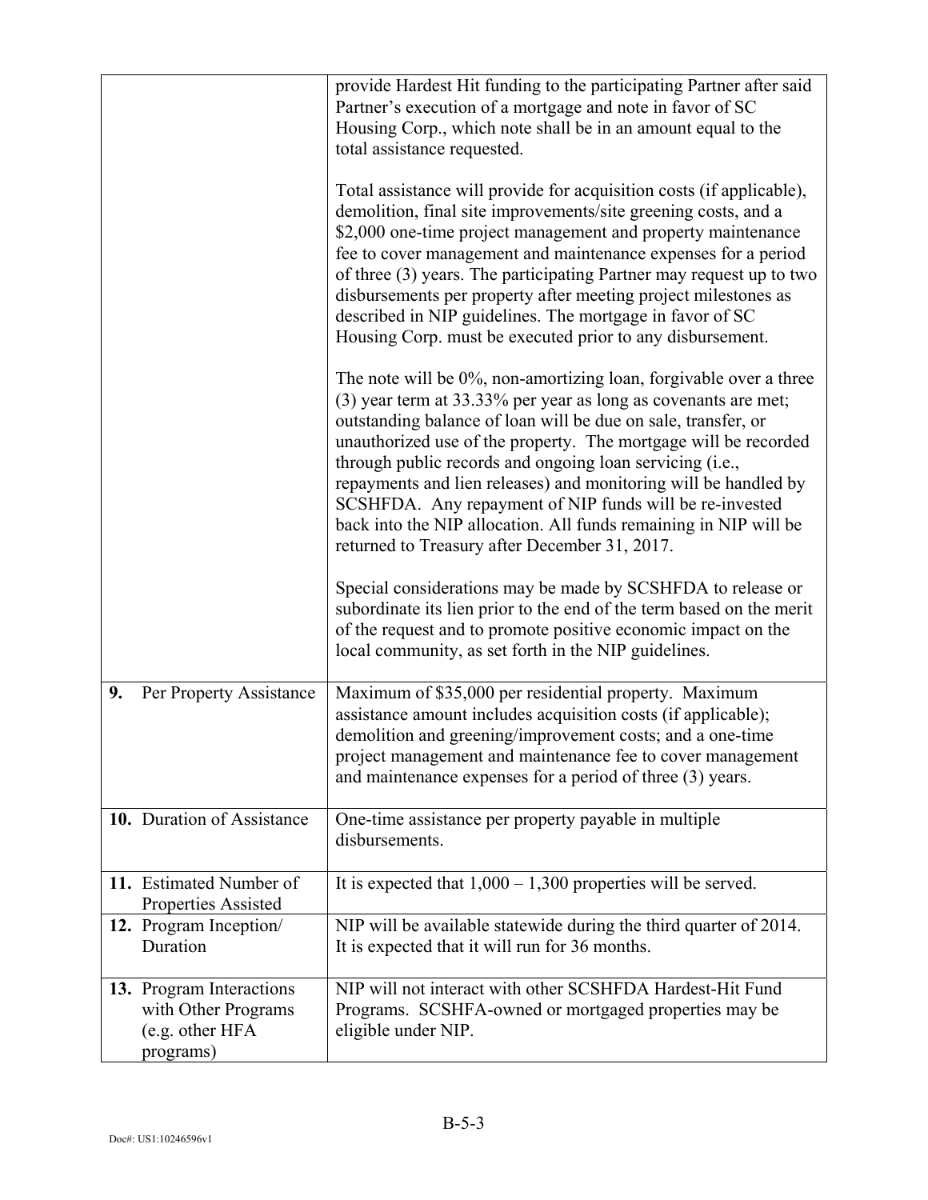| | |
|---|---|
| | provide Hardest Hit funding to the participating Partner after said Partner's execution of a mortgage and note in favor of SC Housing Corp., which note shall be in an amount equal to the total assistance requested.<br><br>Total assistance will provide for acquisition costs (if applicable), demolition, final site improvements/site greening costs, and a $2,000 one-time project management and property maintenance fee to cover management and maintenance expenses for a period of three (3) years. The participating Partner may request up to two disbursements per property after meeting project milestones as described in NIP guidelines. The mortgage in favor of SC Housing Corp. must be executed prior to any disbursement.<br><br>The note will be 0%, non-amortizing loan, forgivable over a three (3) year term at 33.33% per year as long as covenants are met; outstanding balance of loan will be due on sale, transfer, or unauthorized use of the property. The mortgage will be recorded through public records and ongoing loan servicing (i.e., repayments and lien releases) and monitoring will be handled by SCSHFDA. Any repayment of NIP funds will be re-invested back into the NIP allocation. All funds remaining in NIP will be returned to Treasury after December 31, 2017.<br><br>Special considerations may be made by SCSHFDA to release or subordinate its lien prior to the end of the term based on the merit of the request and to promote positive economic impact on the local community, as set forth in the NIP guidelines. |
| **9.** Per Property Assistance | Maximum of $35,000 per residential property. Maximum assistance amount includes acquisition costs (if applicable); demolition and greening/improvement costs; and a one-time project management and maintenance fee to cover management and maintenance expenses for a period of three (3) years. |
| **10.** Duration of Assistance | One-time assistance per property payable in multiple disbursements. |
| **11.** Estimated Number of Properties Assisted | It is expected that 1,000 – 1,300 properties will be served. |
| **12.** Program Inception/ Duration | NIP will be available statewide during the third quarter of 2014. It is expected that it will run for 36 months. |
| **13.** Program Interactions with Other Programs (e.g. other HFA programs) | NIP will not interact with other SCSHFDA Hardest-Hit Fund Programs. SCSHFA-owned or mortgaged properties may be eligible under NIP. |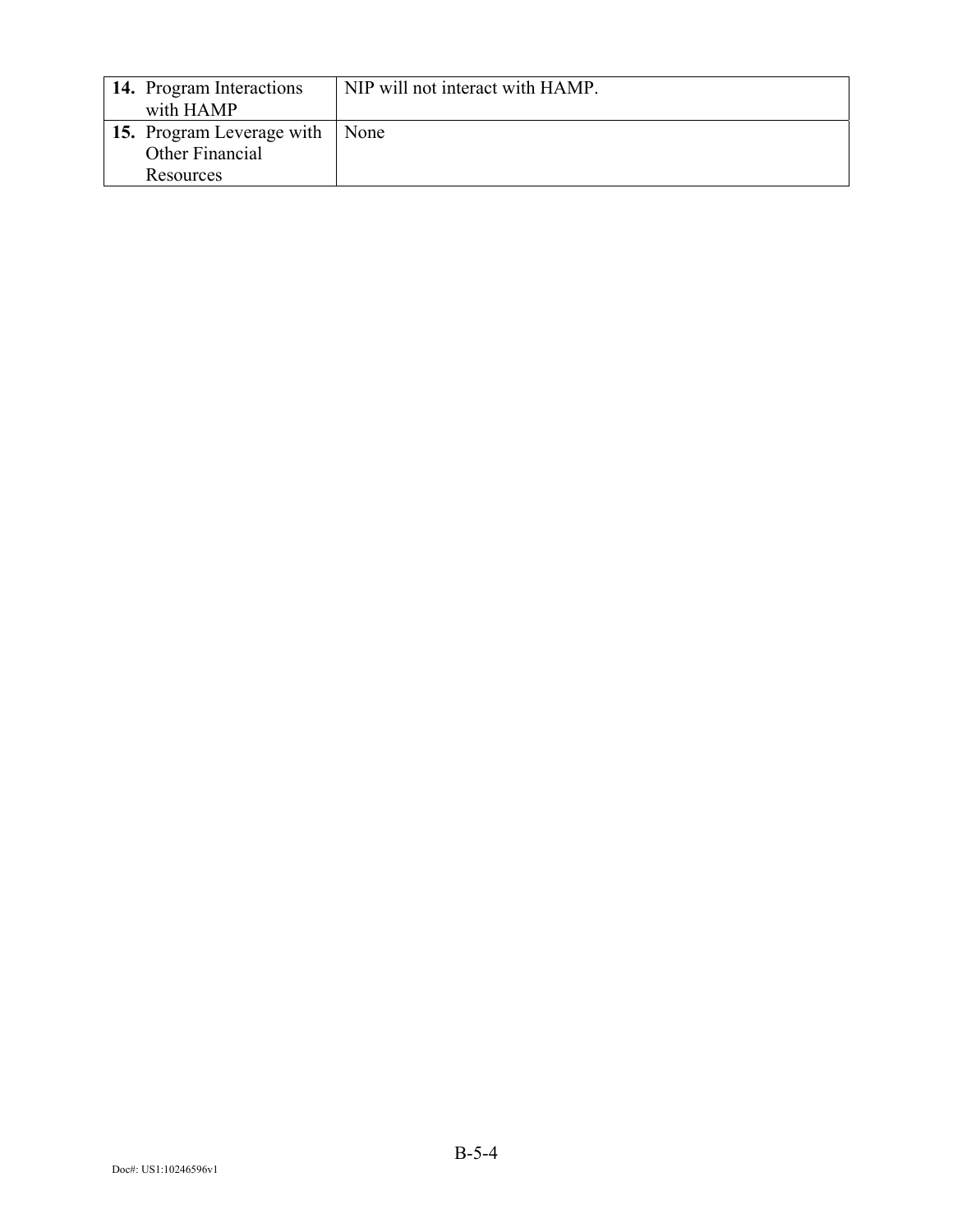| | |
|---|---|
| **14.** Program Interactions with HAMP | NIP will not interact with HAMP. |
| **15.** Program Leverage with Other Financial Resources | None |

Doc#: US1:10246596v1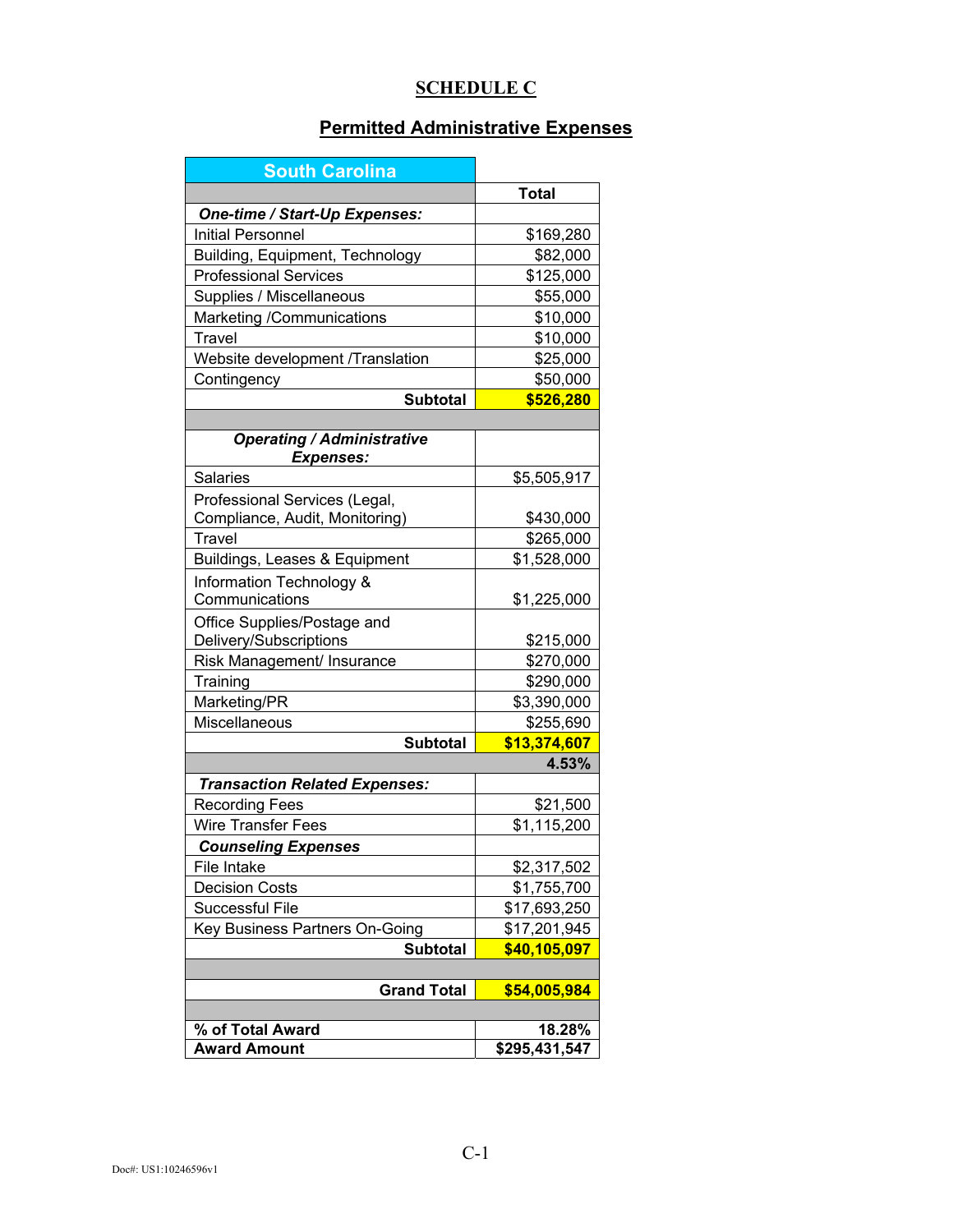# SCHEDULE C

## Permitted Administrative Expenses

| South Carolina | |
|---|---|
| | **Total** |
| ***One-time / Start-Up Expenses:*** | |
| Initial Personnel | $169,280 |
| Building, Equipment, Technology | $82,000 |
| Professional Services | $125,000 |
| Supplies / Miscellaneous | $55,000 |
| Marketing /Communications | $10,000 |
| Travel | $10,000 |
| Website development /Translation | $25,000 |
| Contingency | $50,000 |
| **Subtotal** | **$526,280** |
| | |
| ***Operating / Administrative Expenses:*** | |
| Salaries | $5,505,917 |
| Professional Services (Legal, Compliance, Audit, Monitoring) | $430,000 |
| Travel | $265,000 |
| Buildings, Leases & Equipment | $1,528,000 |
| Information Technology & Communications | $1,225,000 |
| Office Supplies/Postage and Delivery/Subscriptions | $215,000 |
| Risk Management/ Insurance | $270,000 |
| Training | $290,000 |
| Marketing/PR | $3,390,000 |
| Miscellaneous | $255,690 |
| **Subtotal** | **$13,374,607** |
| | **4.53%** |
| ***Transaction Related Expenses:*** | |
| Recording Fees | $21,500 |
| Wire Transfer Fees | $1,115,200 |
| ***Counseling Expenses*** | |
| File Intake | $2,317,502 |
| Decision Costs | $1,755,700 |
| Successful File | $17,693,250 |
| Key Business Partners On-Going | $17,201,945 |
| **Subtotal** | **$40,105,097** |
| | |
| **Grand Total** | **$54,005,984** |
| | |
| **% of Total Award** | **18.28%** |
| **Award Amount** | **$295,431,547** |

C-1

Doc#: US1:10246596v1